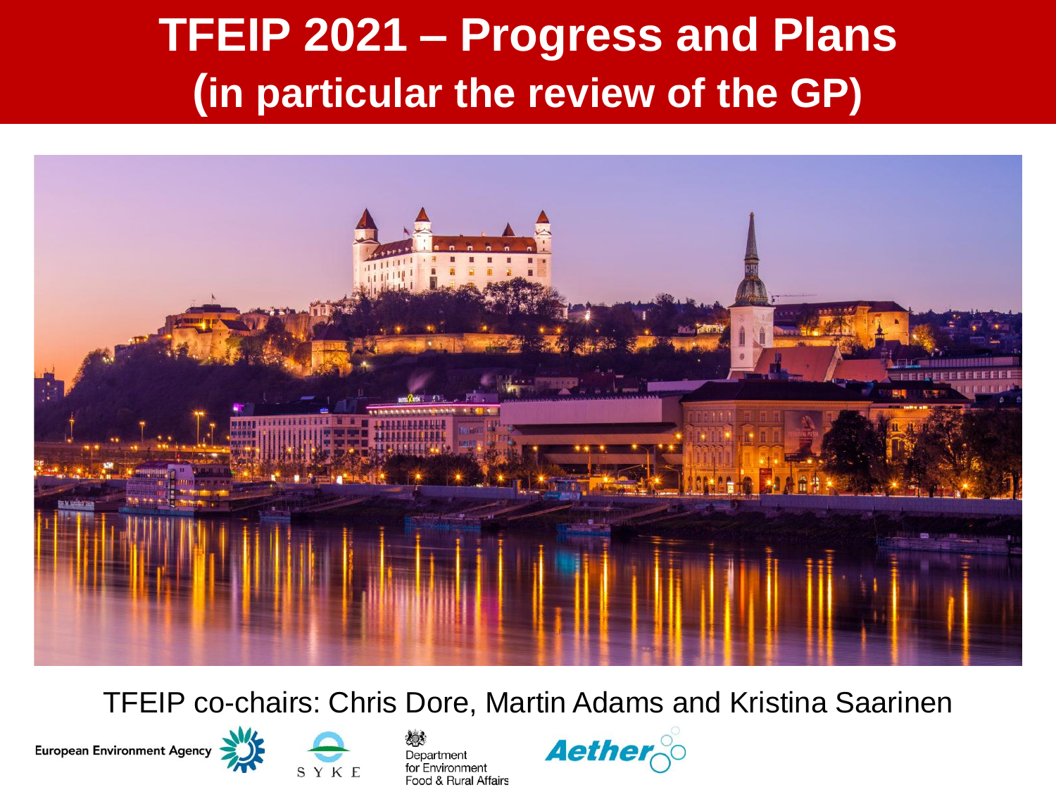# TFEIP 2021 – Progress and Plans (in particular the review of the GP)

TFEIP co-chairs: Chris Dore, Martin Adams and Kristina Saarinen

European Environment Agency

SYKE

Department for Environment Food & Rural Affairs

Aether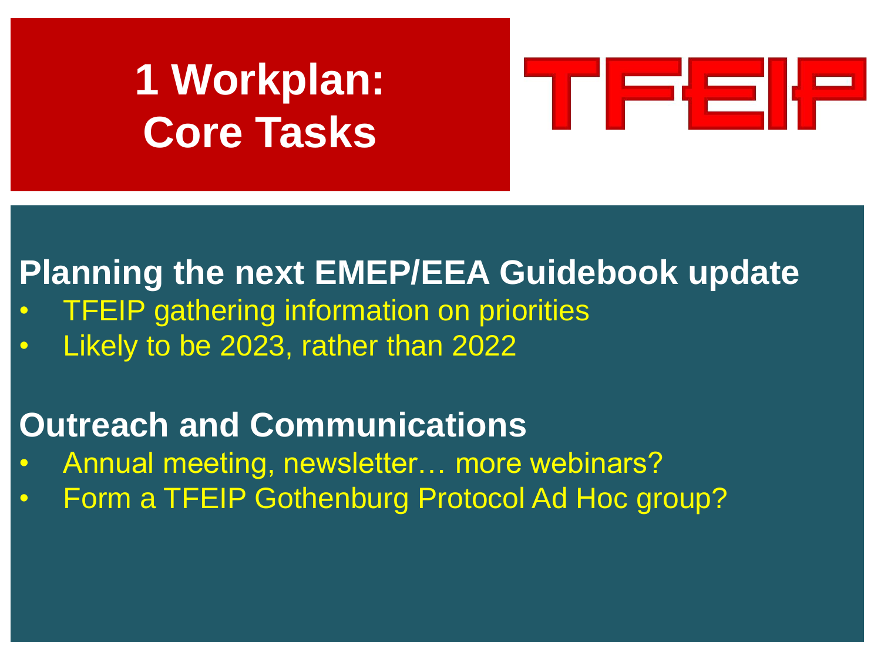# 1 Workplan: Core Tasks

TFEIP

## Planning the next EMEP/EEA Guidebook update

- TFEIP gathering information on priorities
- Likely to be 2023, rather than 2022

## Outreach and Communications

- Annual meeting, newsletter… more webinars?
- Form a TFEIP Gothenburg Protocol Ad Hoc group?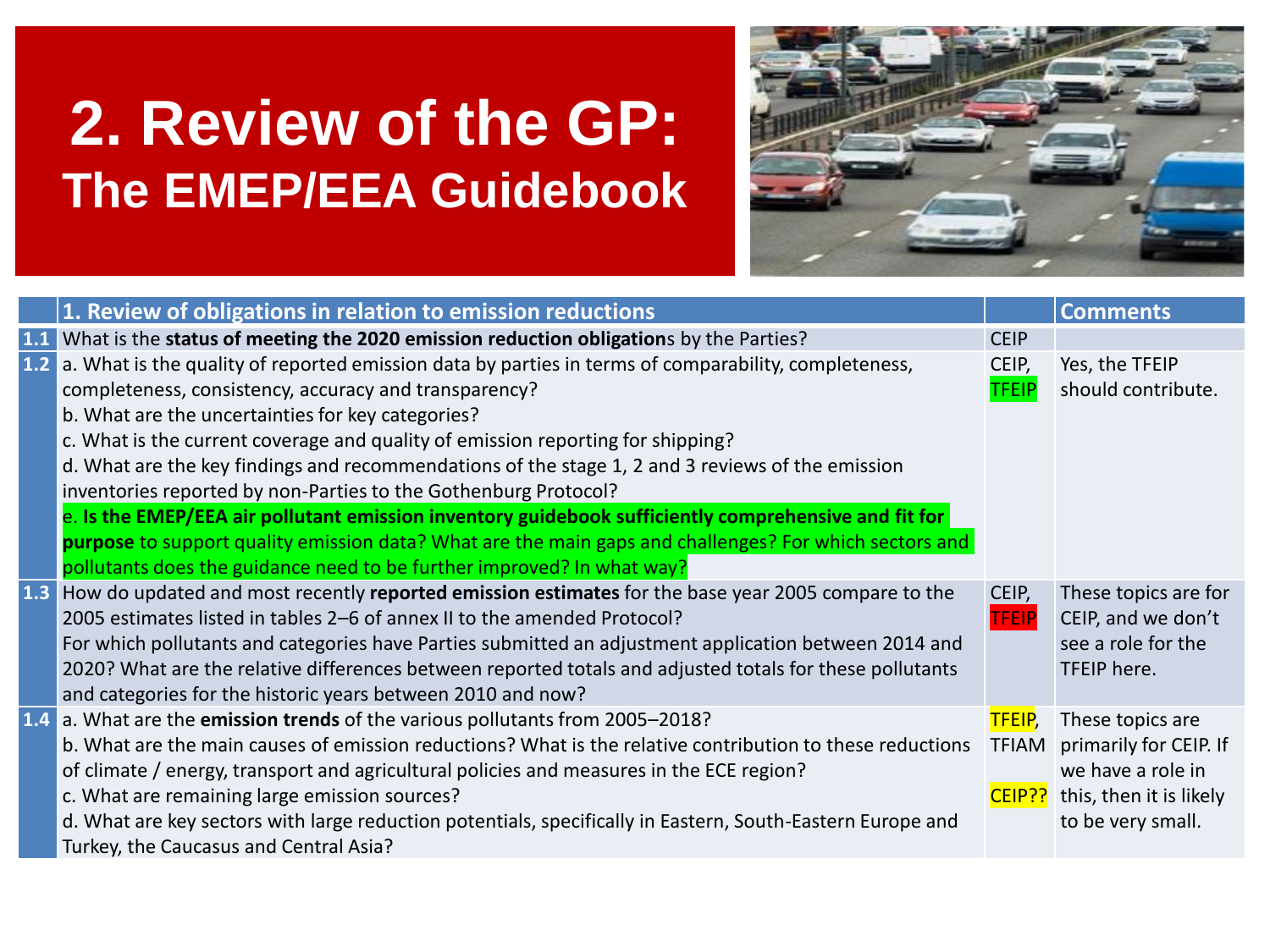# 2. Review of the GP:
## The EMEP/EEA Guidebook

| | 1. Review of obligations in relation to emission reductions | | Comments |
|---|---|---|---|
| 1.1 | What is the **status of meeting the 2020 emission reduction obligation**s by the Parties? | CEIP | |
| 1.2 | a. What is the quality of reported emission data by parties in terms of comparability, completeness, completeness, consistency, accuracy and transparency?<br>b. What are the uncertainties for key categories?<br>c. What is the current coverage and quality of emission reporting for shipping?<br>d. What are the key findings and recommendations of the stage 1, 2 and 3 reviews of the emission inventories reported by non-Parties to the Gothenburg Protocol?<br>e. **Is the EMEP/EEA air pollutant emission inventory guidebook sufficiently comprehensive and fit for purpose** to support quality emission data? What are the main gaps and challenges? For which sectors and pollutants does the guidance need to be further improved? In what way? | CEIP, TFEIP | Yes, the TFEIP should contribute. |
| 1.3 | How do updated and most recently **reported emission estimates** for the base year 2005 compare to the 2005 estimates listed in tables 2–6 of annex II to the amended Protocol?<br>For which pollutants and categories have Parties submitted an adjustment application between 2014 and 2020? What are the relative differences between reported totals and adjusted totals for these pollutants and categories for the historic years between 2010 and now? | CEIP, TFEIP | These topics are for CEIP, and we don't see a role for the TFEIP here. |
| 1.4 | a. What are the **emission trends** of the various pollutants from 2005–2018?<br>b. What are the main causes of emission reductions? What is the relative contribution to these reductions of climate / energy, transport and agricultural policies and measures in the ECE region?<br>c. What are remaining large emission sources?<br>d. What are key sectors with large reduction potentials, specifically in Eastern, South-Eastern Europe and Turkey, the Caucasus and Central Asia? | TFEIP, TFIAM<br>CEIP?? | These topics are primarily for CEIP. If we have a role in this, then it is likely to be very small. |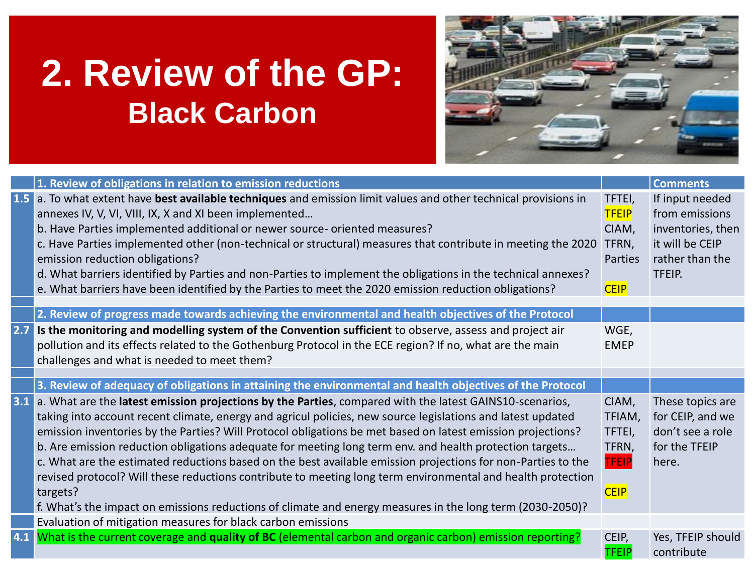# 2. Review of the GP: Black Carbon

| | 1. Review of obligations in relation to emission reductions | | Comments |
|---|---|---|---|
| 1.5 | a. To what extent have **best available techniques** and emission limit values and other technical provisions in annexes IV, V, VI, VIII, IX, X and XI been implemented…<br>b. Have Parties implemented additional or newer source- oriented measures?<br>c. Have Parties implemented other (non-technical or structural) measures that contribute in meeting the 2020 emission reduction obligations?<br>d. What barriers identified by Parties and non-Parties to implement the obligations in the technical annexes?<br>e. What barriers have been identified by the Parties to meet the 2020 emission reduction obligations? | TFTEI, TFEIP CIAM, TFRN, Parties<br><br>CEIP | If input needed from emissions inventories, then it will be CEIP rather than the TFEIP. |
| | | | |
| | 2. Review of progress made towards achieving the environmental and health objectives of the Protocol | | |
| 2.7 | **Is the monitoring and modelling system of the Convention sufficient** to observe, assess and project air pollution and its effects related to the Gothenburg Protocol in the ECE region? If no, what are the main challenges and what is needed to meet them? | WGE, EMEP | |
| | | | |
| | 3. Review of adequacy of obligations in attaining the environmental and health objectives of the Protocol | | |
| 3.1 | a. What are the **latest emission projections by the Parties**, compared with the latest GAINS10-scenarios, taking into account recent climate, energy and agricul policies, new source legislations and latest updated emission inventories by the Parties? Will Protocol obligations be met based on latest emission projections?<br>b. Are emission reduction obligations adequate for meeting long term env. and health protection targets…<br>c. What are the estimated reductions based on the best available emission projections for non-Parties to the revised protocol? Will these reductions contribute to meeting long term environmental and health protection targets?<br>f. What's the impact on emissions reductions of climate and energy measures in the long term (2030-2050)? | CIAM, TFIAM, TFTEI, TFRN, TFEIP<br><br>CEIP | These topics are for CEIP, and we don't see a role for the TFEIP here. |
| | Evaluation of mitigation measures for black carbon emissions | | |
| 4.1 | What is the current coverage and **quality of BC** (elemental carbon and organic carbon) emission reporting? | CEIP, TFEIP | Yes, TFEIP should contribute |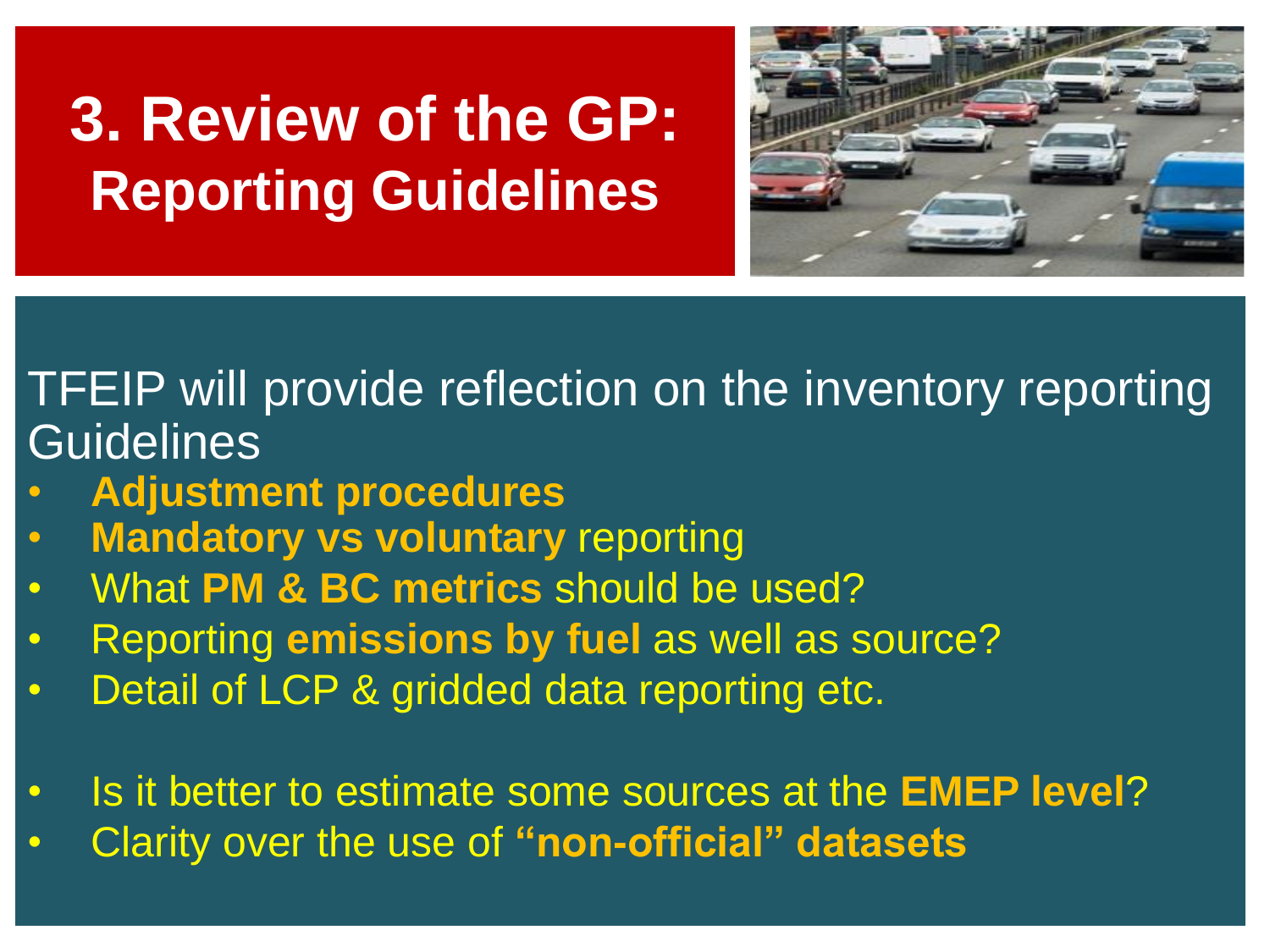# 3. Review of the GP: Reporting Guidelines

TFEIP will provide reflection on the inventory reporting Guidelines

- **Adjustment procedures**
- **Mandatory vs voluntary** reporting
- What **PM & BC metrics** should be used?
- Reporting **emissions by fuel** as well as source?
- Detail of LCP & gridded data reporting etc.

- Is it better to estimate some sources at the **EMEP level**?
- Clarity over the use of **"non-official" datasets**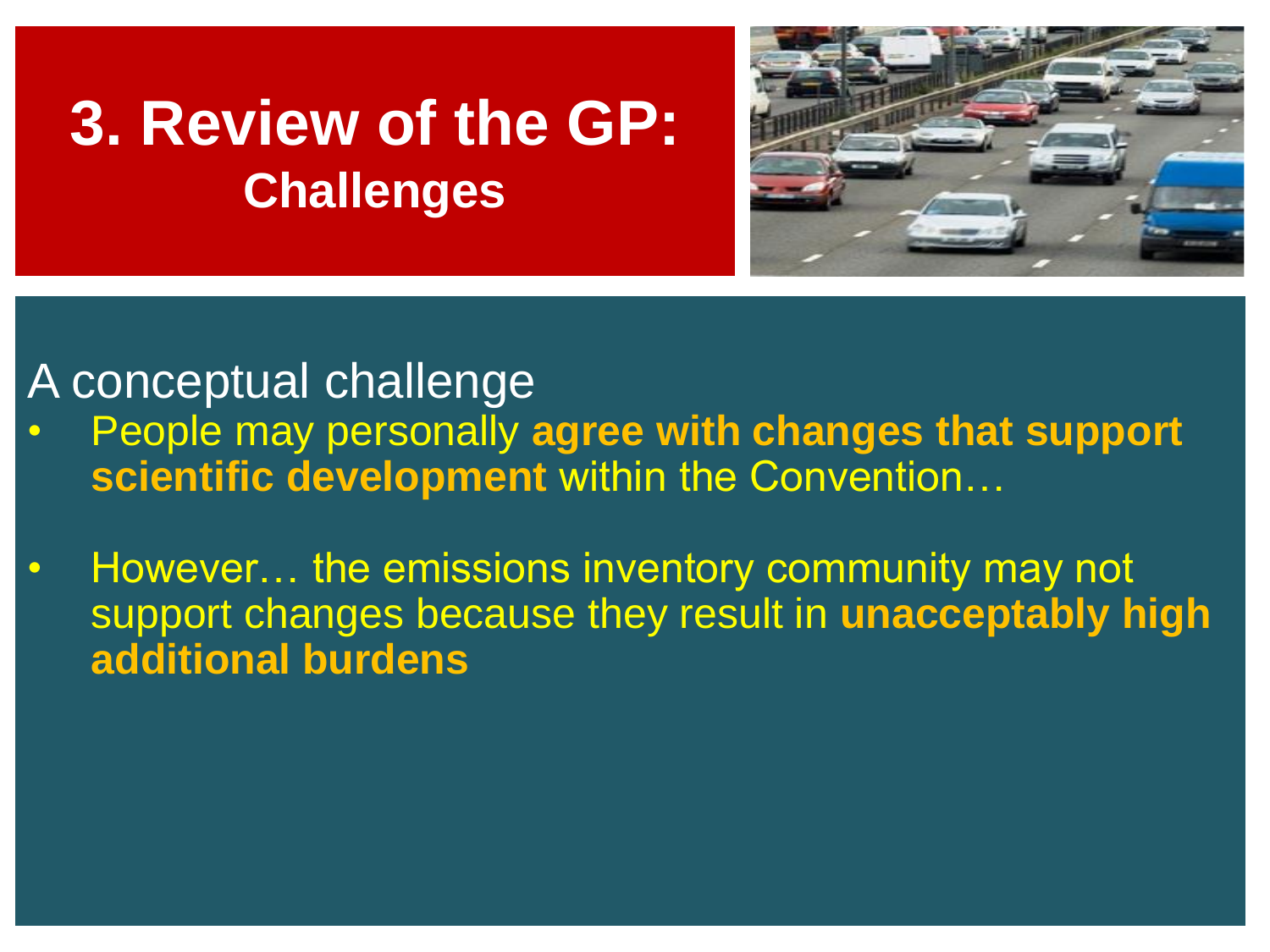# 3. Review of the GP:

## Challenges

A conceptual challenge

- People may personally **agree with changes that support scientific development** within the Convention…
- However… the emissions inventory community may not support changes because they result in **unacceptably high additional burdens**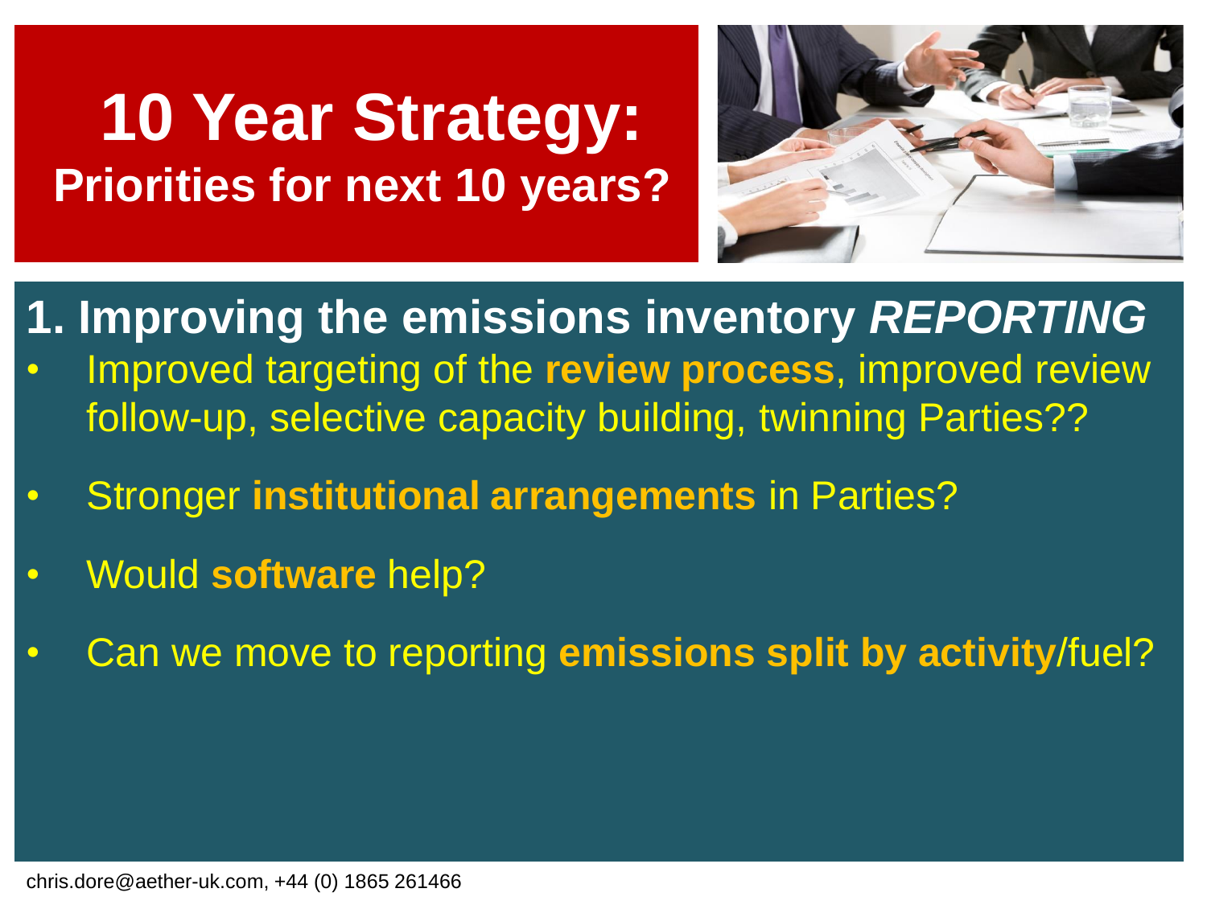# 10 Year Strategy:

## Priorities for next 10 years?

### 1. Improving the emissions inventory *REPORTING*

- Improved targeting of the **review process**, improved review follow-up, selective capacity building, twinning Parties??
- Stronger **institutional arrangements** in Parties?
- Would **software** help?
- Can we move to reporting **emissions split by activity**/fuel?

chris.dore@aether-uk.com, +44 (0) 1865 261466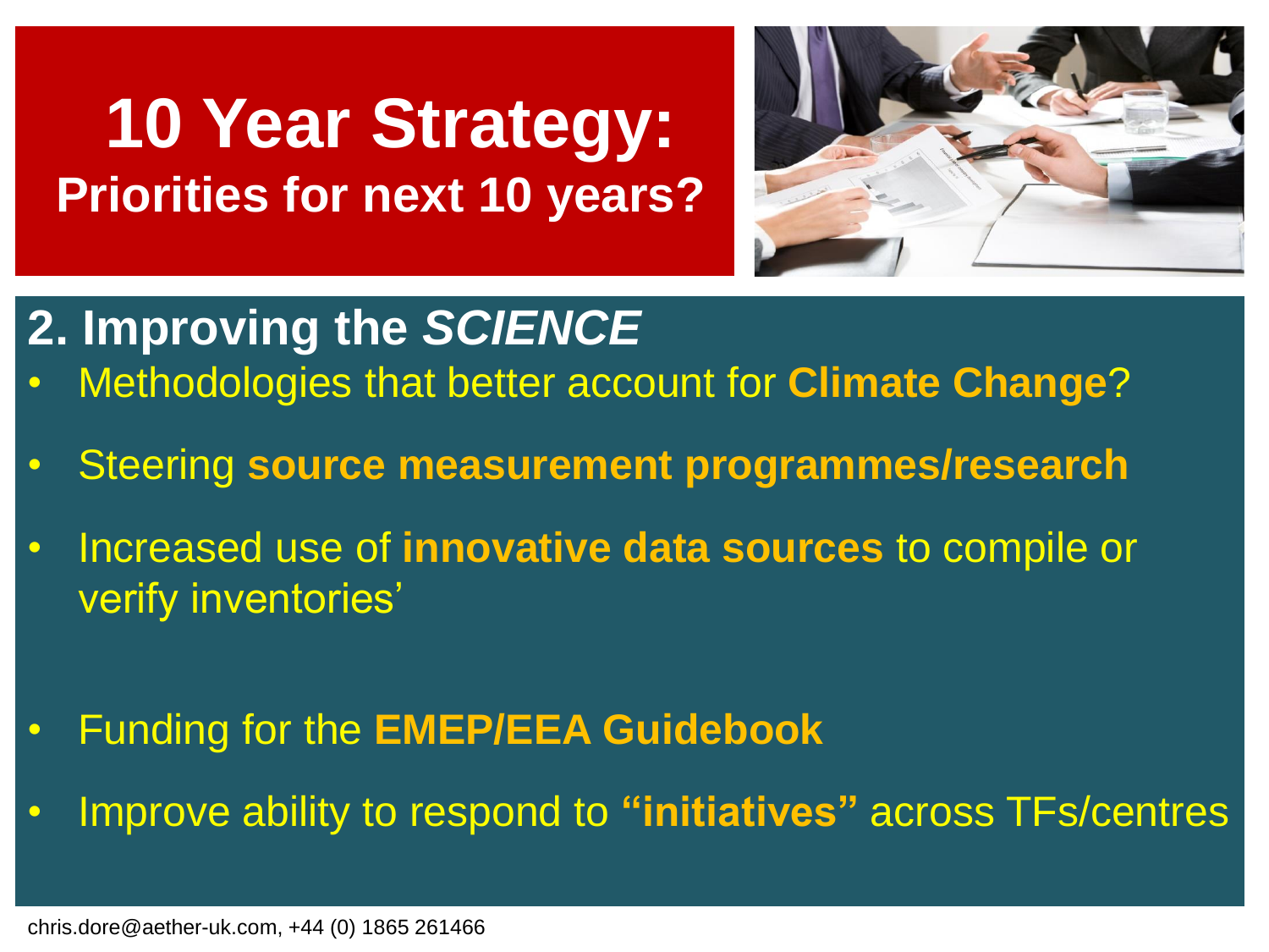# 10 Year Strategy:

**Priorities for next 10 years?**

## 2. Improving the *SCIENCE*

- Methodologies that better account for **Climate Change**?
- Steering **source measurement programmes/research**
- Increased use of **innovative data sources** to compile or verify inventories'
- Funding for the **EMEP/EEA Guidebook**
- Improve ability to respond to **"initiatives"** across TFs/centres

chris.dore@aether-uk.com, +44 (0) 1865 261466